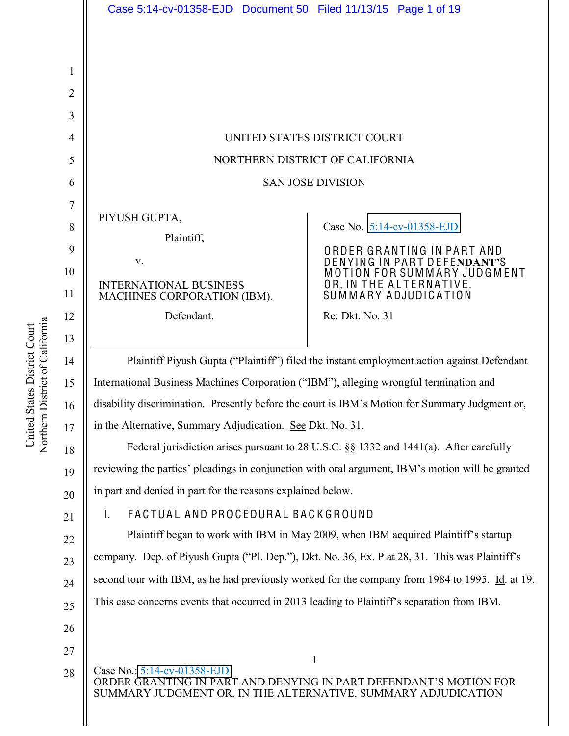UNITED STATES DISTRICT COURT

NORTHERN DISTRICT OF CALIFORNIA

SAN JOSE DIVISION

PIYUSH GUPTA,

Plaintiff,

v.

INTERNATIONAL BUSINESS MACHINES CORPORATION (IBM),

Defendant.

Case No. 5:14-cv-01358-EJD

**ORDER GRANTING IN PART AND DENYING IN PART DEFENDANT'S MOTION FOR SUMMARY JUDGMENT OR, IN THE ALTERNATIVE, SUMMARY ADJUDICATION**

Re: Dkt. No. 31

Plaintiff Piyush Gupta ("Plaintiff") filed the instant employment action against Defendant International Business Machines Corporation ("IBM"), alleging wrongful termination and disability discrimination. Presently before the court is IBM's Motion for Summary Judgment or, in the Alternative, Summary Adjudication. See Dkt. No. 31.

Federal jurisdiction arises pursuant to 28 U.S.C. §§ 1332 and 1441(a). After carefully reviewing the parties' pleadings in conjunction with oral argument, IBM's motion will be granted in part and denied in part for the reasons explained below.

## I. FACTUAL AND PROCEDURAL BACKGROUND

Plaintiff began to work with IBM in May 2009, when IBM acquired Plaintiff's startup company. Dep. of Piyush Gupta ("Pl. Dep."), Dkt. No. 36, Ex. P at 28, 31. This was Plaintiff's second tour with IBM, as he had previously worked for the company from 1984 to 1995. Id. at 19. This case concerns events that occurred in 2013 leading to Plaintiff's separation from IBM.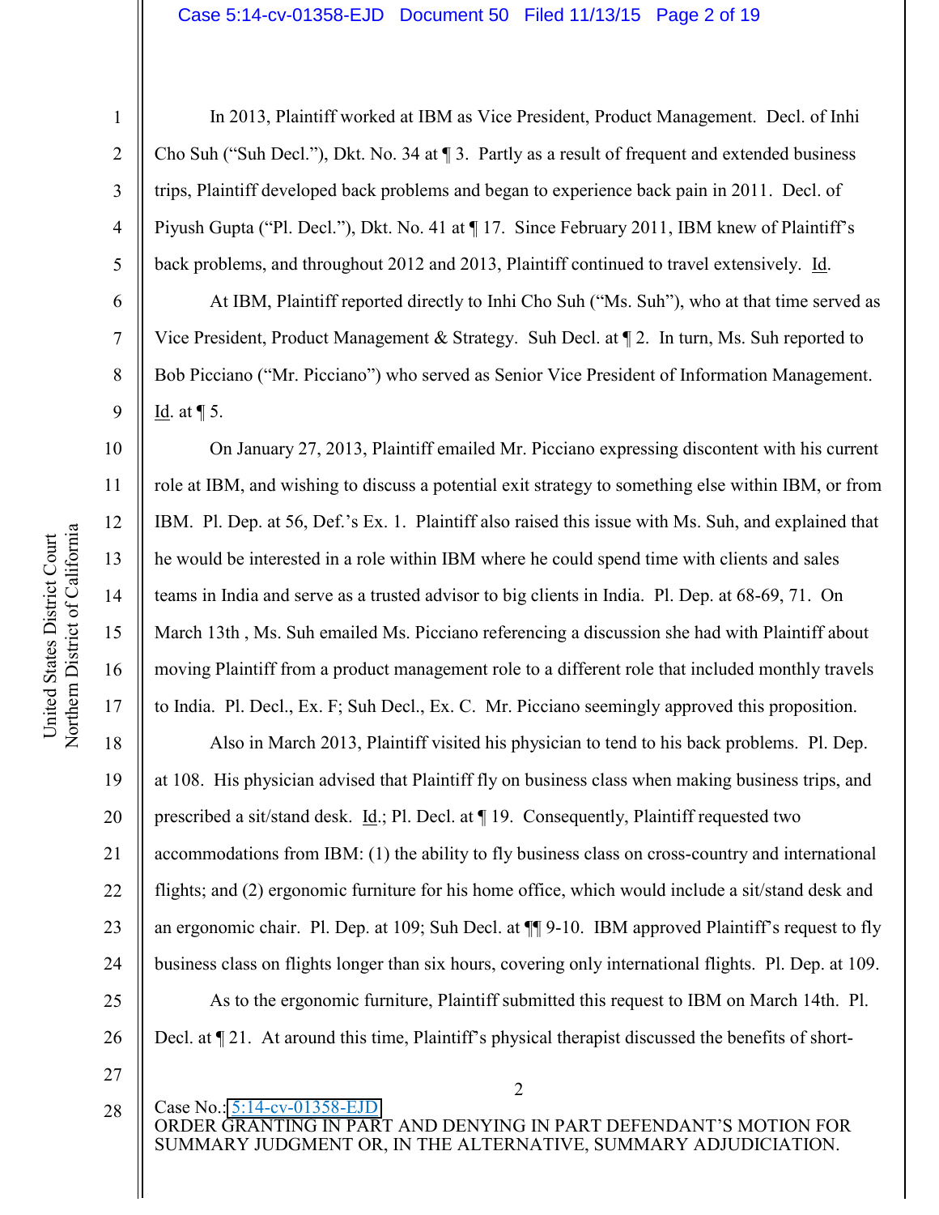In 2013, Plaintiff worked at IBM as Vice President, Product Management. Decl. of Inhi Cho Suh ("Suh Decl."), Dkt. No. 34 at ¶ 3. Partly as a result of frequent and extended business trips, Plaintiff developed back problems and began to experience back pain in 2011. Decl. of Piyush Gupta ("Pl. Decl."), Dkt. No. 41 at ¶ 17. Since February 2011, IBM knew of Plaintiff's back problems, and throughout 2012 and 2013, Plaintiff continued to travel extensively. Id.

At IBM, Plaintiff reported directly to Inhi Cho Suh ("Ms. Suh"), who at that time served as Vice President, Product Management & Strategy. Suh Decl. at ¶ 2. In turn, Ms. Suh reported to Bob Picciano ("Mr. Picciano") who served as Senior Vice President of Information Management. Id. at ¶ 5.

On January 27, 2013, Plaintiff emailed Mr. Picciano expressing discontent with his current role at IBM, and wishing to discuss a potential exit strategy to something else within IBM, or from IBM. Pl. Dep. at 56, Def.'s Ex. 1. Plaintiff also raised this issue with Ms. Suh, and explained that he would be interested in a role within IBM where he could spend time with clients and sales teams in India and serve as a trusted advisor to big clients in India. Pl. Dep. at 68-69, 71. On March 13th , Ms. Suh emailed Ms. Picciano referencing a discussion she had with Plaintiff about moving Plaintiff from a product management role to a different role that included monthly travels to India. Pl. Decl., Ex. F; Suh Decl., Ex. C. Mr. Picciano seemingly approved this proposition.

Also in March 2013, Plaintiff visited his physician to tend to his back problems. Pl. Dep. at 108. His physician advised that Plaintiff fly on business class when making business trips, and prescribed a sit/stand desk. Id.; Pl. Decl. at ¶ 19. Consequently, Plaintiff requested two accommodations from IBM: (1) the ability to fly business class on cross-country and international flights; and (2) ergonomic furniture for his home office, which would include a sit/stand desk and an ergonomic chair. Pl. Dep. at 109; Suh Decl. at ¶¶ 9-10. IBM approved Plaintiff's request to fly business class on flights longer than six hours, covering only international flights. Pl. Dep. at 109.

As to the ergonomic furniture, Plaintiff submitted this request to IBM on March 14th. Pl. Decl. at ¶ 21. At around this time, Plaintiff's physical therapist discussed the benefits of short-

Case No.: 5:14-cv-01358-EJD
ORDER GRANTING IN PART AND DENYING IN PART DEFENDANT'S MOTION FOR SUMMARY JUDGMENT OR, IN THE ALTERNATIVE, SUMMARY ADJUDICIATION.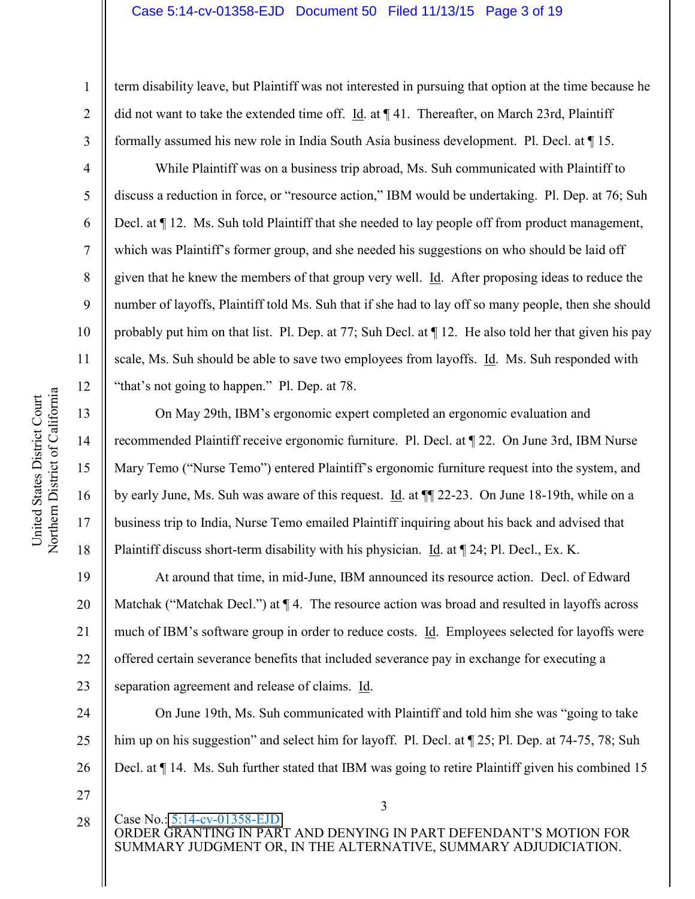term disability leave, but Plaintiff was not interested in pursuing that option at the time because he did not want to take the extended time off. Id. at ¶ 41. Thereafter, on March 23rd, Plaintiff formally assumed his new role in India South Asia business development. Pl. Decl. at ¶ 15.

While Plaintiff was on a business trip abroad, Ms. Suh communicated with Plaintiff to discuss a reduction in force, or "resource action," IBM would be undertaking. Pl. Dep. at 76; Suh Decl. at ¶ 12. Ms. Suh told Plaintiff that she needed to lay people off from product management, which was Plaintiff's former group, and she needed his suggestions on who should be laid off given that he knew the members of that group very well. Id. After proposing ideas to reduce the number of layoffs, Plaintiff told Ms. Suh that if she had to lay off so many people, then she should probably put him on that list. Pl. Dep. at 77; Suh Decl. at ¶ 12. He also told her that given his pay scale, Ms. Suh should be able to save two employees from layoffs. Id. Ms. Suh responded with "that's not going to happen." Pl. Dep. at 78.

On May 29th, IBM's ergonomic expert completed an ergonomic evaluation and recommended Plaintiff receive ergonomic furniture. Pl. Decl. at ¶ 22. On June 3rd, IBM Nurse Mary Temo ("Nurse Temo") entered Plaintiff's ergonomic furniture request into the system, and by early June, Ms. Suh was aware of this request. Id. at ¶¶ 22-23. On June 18-19th, while on a business trip to India, Nurse Temo emailed Plaintiff inquiring about his back and advised that Plaintiff discuss short-term disability with his physician. Id. at ¶ 24; Pl. Decl., Ex. K.

At around that time, in mid-June, IBM announced its resource action. Decl. of Edward Matchak ("Matchak Decl.") at ¶ 4. The resource action was broad and resulted in layoffs across much of IBM's software group in order to reduce costs. Id. Employees selected for layoffs were offered certain severance benefits that included severance pay in exchange for executing a separation agreement and release of claims. Id.

On June 19th, Ms. Suh communicated with Plaintiff and told him she was "going to take him up on his suggestion" and select him for layoff. Pl. Decl. at ¶ 25; Pl. Dep. at 74-75, 78; Suh Decl. at ¶ 14. Ms. Suh further stated that IBM was going to retire Plaintiff given his combined 15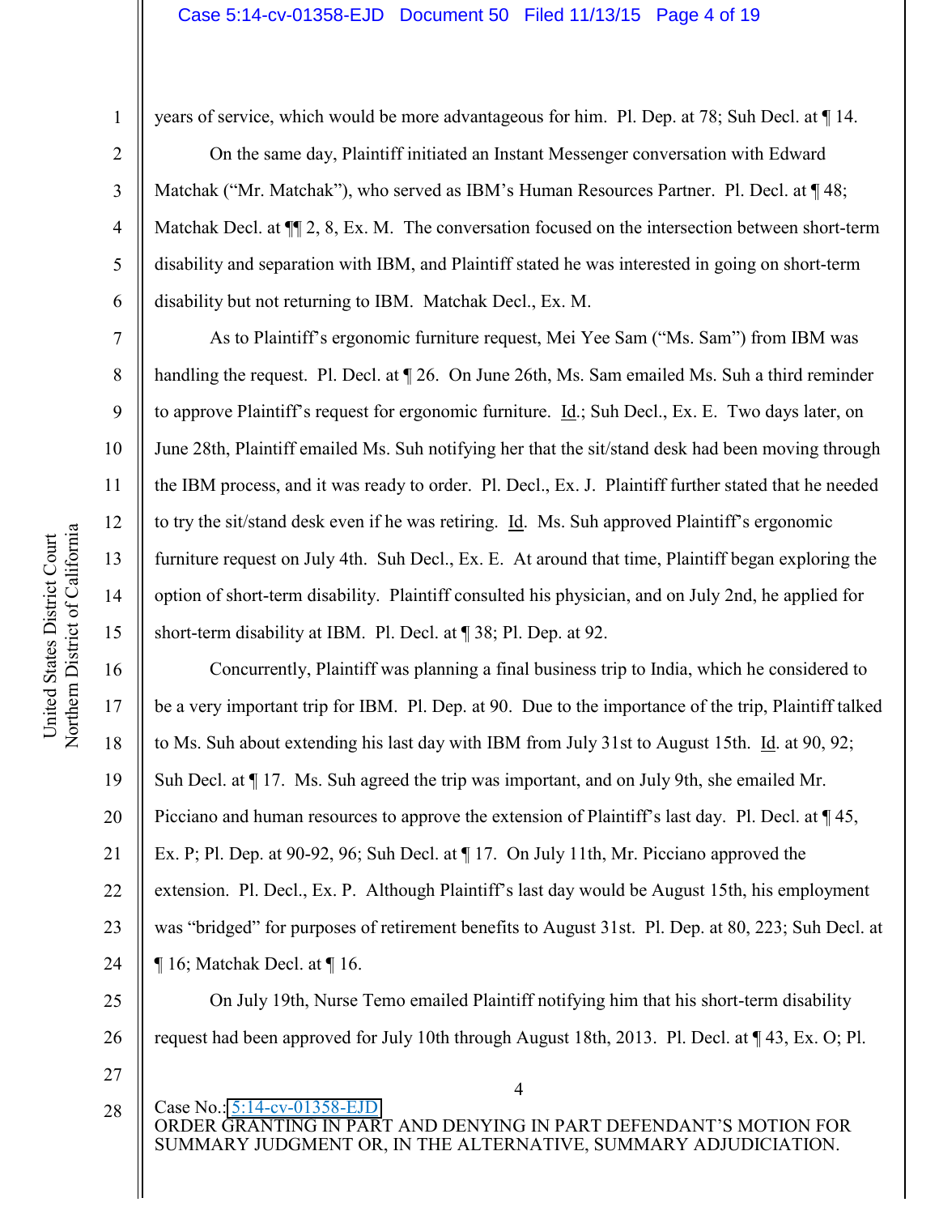years of service, which would be more advantageous for him. Pl. Dep. at 78; Suh Decl. at ¶ 14.

On the same day, Plaintiff initiated an Instant Messenger conversation with Edward Matchak ("Mr. Matchak"), who served as IBM's Human Resources Partner. Pl. Decl. at ¶ 48; Matchak Decl. at ¶¶ 2, 8, Ex. M. The conversation focused on the intersection between short-term disability and separation with IBM, and Plaintiff stated he was interested in going on short-term disability but not returning to IBM. Matchak Decl., Ex. M.

As to Plaintiff's ergonomic furniture request, Mei Yee Sam ("Ms. Sam") from IBM was handling the request. Pl. Decl. at ¶ 26. On June 26th, Ms. Sam emailed Ms. Suh a third reminder to approve Plaintiff's request for ergonomic furniture. Id.; Suh Decl., Ex. E. Two days later, on June 28th, Plaintiff emailed Ms. Suh notifying her that the sit/stand desk had been moving through the IBM process, and it was ready to order. Pl. Decl., Ex. J. Plaintiff further stated that he needed to try the sit/stand desk even if he was retiring. Id. Ms. Suh approved Plaintiff's ergonomic furniture request on July 4th. Suh Decl., Ex. E. At around that time, Plaintiff began exploring the option of short-term disability. Plaintiff consulted his physician, and on July 2nd, he applied for short-term disability at IBM. Pl. Decl. at ¶ 38; Pl. Dep. at 92.

Concurrently, Plaintiff was planning a final business trip to India, which he considered to be a very important trip for IBM. Pl. Dep. at 90. Due to the importance of the trip, Plaintiff talked to Ms. Suh about extending his last day with IBM from July 31st to August 15th. Id. at 90, 92; Suh Decl. at ¶ 17. Ms. Suh agreed the trip was important, and on July 9th, she emailed Mr. Picciano and human resources to approve the extension of Plaintiff's last day. Pl. Decl. at ¶ 45, Ex. P; Pl. Dep. at 90-92, 96; Suh Decl. at ¶ 17. On July 11th, Mr. Picciano approved the extension. Pl. Decl., Ex. P. Although Plaintiff's last day would be August 15th, his employment was "bridged" for purposes of retirement benefits to August 31st. Pl. Dep. at 80, 223; Suh Decl. at ¶ 16; Matchak Decl. at ¶ 16.

On July 19th, Nurse Temo emailed Plaintiff notifying him that his short-term disability request had been approved for July 10th through August 18th, 2013. Pl. Decl. at ¶ 43, Ex. O; Pl.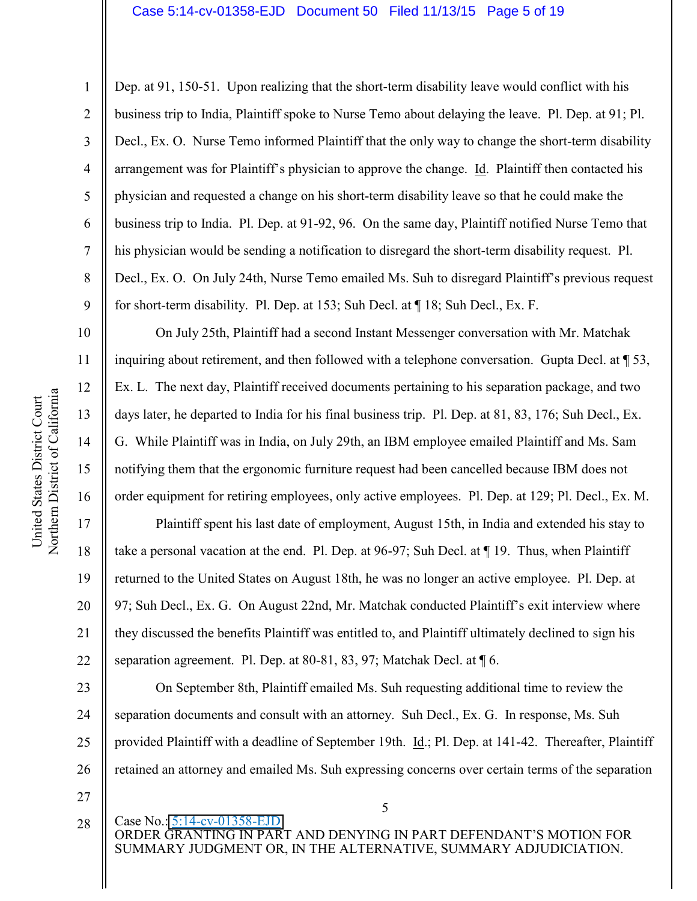Dep. at 91, 150-51. Upon realizing that the short-term disability leave would conflict with his business trip to India, Plaintiff spoke to Nurse Temo about delaying the leave. Pl. Dep. at 91; Pl. Decl., Ex. O. Nurse Temo informed Plaintiff that the only way to change the short-term disability arrangement was for Plaintiff's physician to approve the change. Id. Plaintiff then contacted his physician and requested a change on his short-term disability leave so that he could make the business trip to India. Pl. Dep. at 91-92, 96. On the same day, Plaintiff notified Nurse Temo that his physician would be sending a notification to disregard the short-term disability request. Pl. Decl., Ex. O. On July 24th, Nurse Temo emailed Ms. Suh to disregard Plaintiff's previous request for short-term disability. Pl. Dep. at 153; Suh Decl. at ¶ 18; Suh Decl., Ex. F.

On July 25th, Plaintiff had a second Instant Messenger conversation with Mr. Matchak inquiring about retirement, and then followed with a telephone conversation. Gupta Decl. at ¶ 53, Ex. L. The next day, Plaintiff received documents pertaining to his separation package, and two days later, he departed to India for his final business trip. Pl. Dep. at 81, 83, 176; Suh Decl., Ex. G. While Plaintiff was in India, on July 29th, an IBM employee emailed Plaintiff and Ms. Sam notifying them that the ergonomic furniture request had been cancelled because IBM does not order equipment for retiring employees, only active employees. Pl. Dep. at 129; Pl. Decl., Ex. M.

Plaintiff spent his last date of employment, August 15th, in India and extended his stay to take a personal vacation at the end. Pl. Dep. at 96-97; Suh Decl. at ¶ 19. Thus, when Plaintiff returned to the United States on August 18th, he was no longer an active employee. Pl. Dep. at 97; Suh Decl., Ex. G. On August 22nd, Mr. Matchak conducted Plaintiff's exit interview where they discussed the benefits Plaintiff was entitled to, and Plaintiff ultimately declined to sign his separation agreement. Pl. Dep. at 80-81, 83, 97; Matchak Decl. at ¶ 6.

On September 8th, Plaintiff emailed Ms. Suh requesting additional time to review the separation documents and consult with an attorney. Suh Decl., Ex. G. In response, Ms. Suh provided Plaintiff with a deadline of September 19th. Id.; Pl. Dep. at 141-42. Thereafter, Plaintiff retained an attorney and emailed Ms. Suh expressing concerns over certain terms of the separation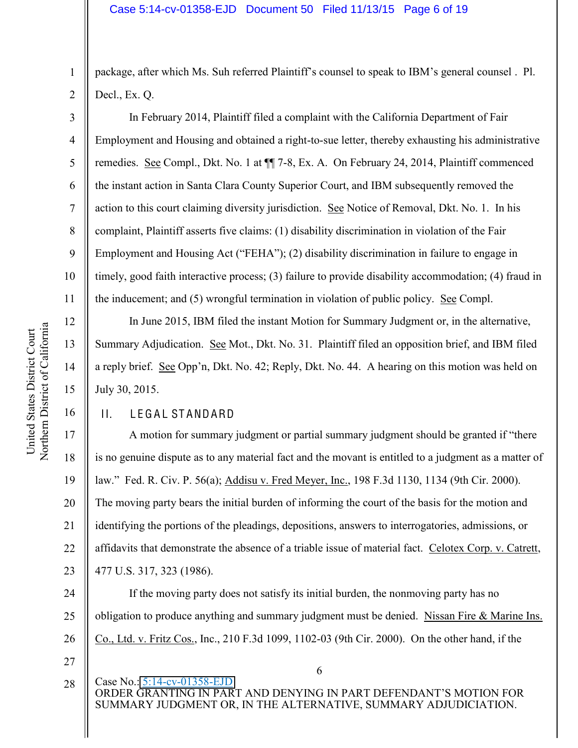package, after which Ms. Suh referred Plaintiff's counsel to speak to IBM's general counsel . Pl. Decl., Ex. Q.

In February 2014, Plaintiff filed a complaint with the California Department of Fair Employment and Housing and obtained a right-to-sue letter, thereby exhausting his administrative remedies. See Compl., Dkt. No. 1 at ¶¶ 7-8, Ex. A. On February 24, 2014, Plaintiff commenced the instant action in Santa Clara County Superior Court, and IBM subsequently removed the action to this court claiming diversity jurisdiction. See Notice of Removal, Dkt. No. 1. In his complaint, Plaintiff asserts five claims: (1) disability discrimination in violation of the Fair Employment and Housing Act ("FEHA"); (2) disability discrimination in failure to engage in timely, good faith interactive process; (3) failure to provide disability accommodation; (4) fraud in the inducement; and (5) wrongful termination in violation of public policy. See Compl.

In June 2015, IBM filed the instant Motion for Summary Judgment or, in the alternative, Summary Adjudication. See Mot., Dkt. No. 31. Plaintiff filed an opposition brief, and IBM filed a reply brief. See Opp'n, Dkt. No. 42; Reply, Dkt. No. 44. A hearing on this motion was held on July 30, 2015.

## II. LEGAL STANDARD

A motion for summary judgment or partial summary judgment should be granted if "there is no genuine dispute as to any material fact and the movant is entitled to a judgment as a matter of law." Fed. R. Civ. P. 56(a); Addisu v. Fred Meyer, Inc., 198 F.3d 1130, 1134 (9th Cir. 2000). The moving party bears the initial burden of informing the court of the basis for the motion and identifying the portions of the pleadings, depositions, answers to interrogatories, admissions, or affidavits that demonstrate the absence of a triable issue of material fact. Celotex Corp. v. Catrett, 477 U.S. 317, 323 (1986).

If the moving party does not satisfy its initial burden, the nonmoving party has no obligation to produce anything and summary judgment must be denied. Nissan Fire & Marine Ins. Co., Ltd. v. Fritz Cos., Inc., 210 F.3d 1099, 1102-03 (9th Cir. 2000). On the other hand, if the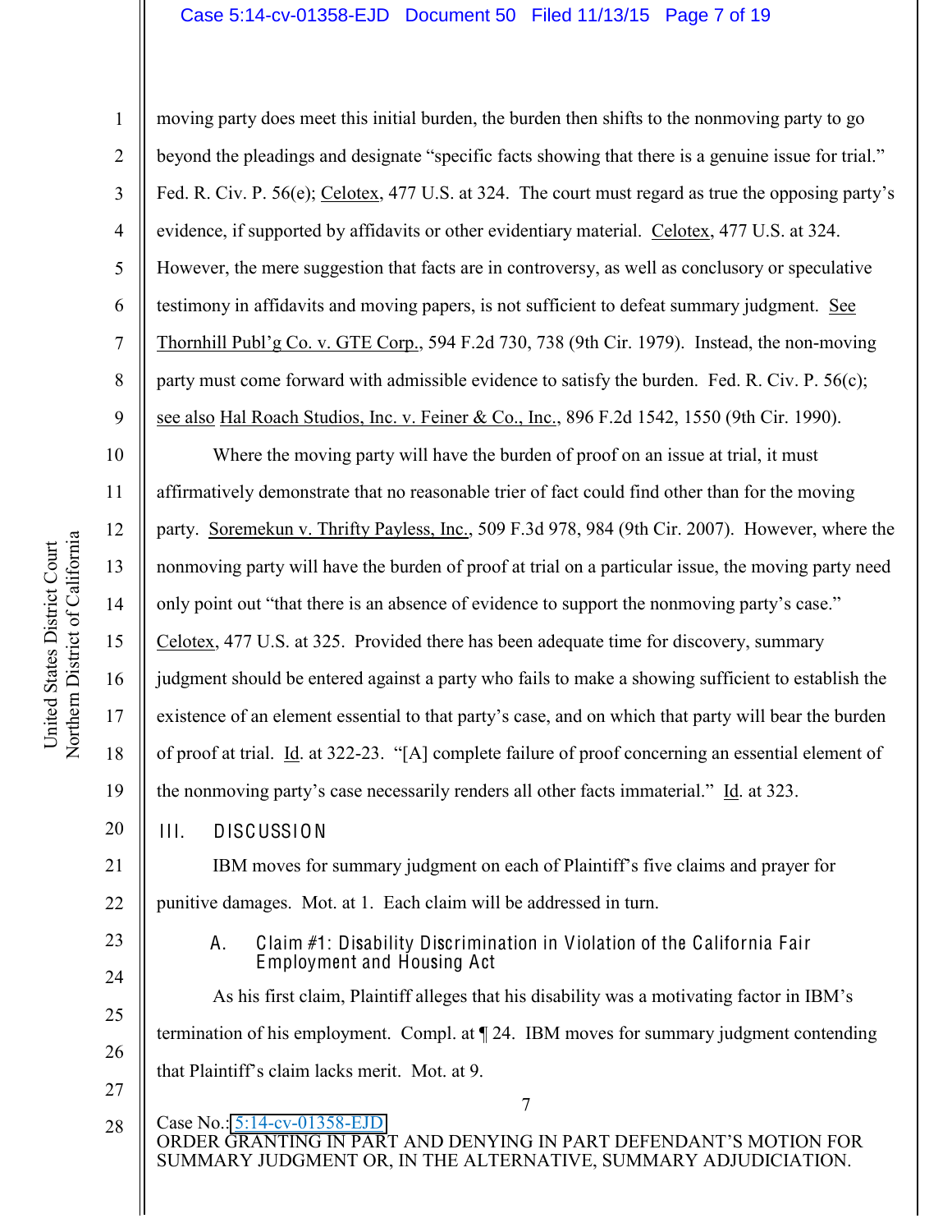moving party does meet this initial burden, the burden then shifts to the nonmoving party to go beyond the pleadings and designate "specific facts showing that there is a genuine issue for trial." Fed. R. Civ. P. 56(e); Celotex, 477 U.S. at 324. The court must regard as true the opposing party's evidence, if supported by affidavits or other evidentiary material. Celotex, 477 U.S. at 324. However, the mere suggestion that facts are in controversy, as well as conclusory or speculative testimony in affidavits and moving papers, is not sufficient to defeat summary judgment. See Thornhill Publ'g Co. v. GTE Corp., 594 F.2d 730, 738 (9th Cir. 1979). Instead, the non-moving party must come forward with admissible evidence to satisfy the burden. Fed. R. Civ. P. 56(c); see also Hal Roach Studios, Inc. v. Feiner & Co., Inc., 896 F.2d 1542, 1550 (9th Cir. 1990).

Where the moving party will have the burden of proof on an issue at trial, it must affirmatively demonstrate that no reasonable trier of fact could find other than for the moving party. Soremekun v. Thrifty Payless, Inc., 509 F.3d 978, 984 (9th Cir. 2007). However, where the nonmoving party will have the burden of proof at trial on a particular issue, the moving party need only point out "that there is an absence of evidence to support the nonmoving party's case." Celotex, 477 U.S. at 325. Provided there has been adequate time for discovery, summary judgment should be entered against a party who fails to make a showing sufficient to establish the existence of an element essential to that party's case, and on which that party will bear the burden of proof at trial. Id. at 322-23. "[A] complete failure of proof concerning an essential element of the nonmoving party's case necessarily renders all other facts immaterial." Id. at 323.

## III. DISCUSSION

IBM moves for summary judgment on each of Plaintiff's five claims and prayer for punitive damages. Mot. at 1. Each claim will be addressed in turn.

### A. Claim #1: Disability Discrimination in Violation of the California Fair Employment and Housing Act

As his first claim, Plaintiff alleges that his disability was a motivating factor in IBM's termination of his employment. Compl. at ¶ 24. IBM moves for summary judgment contending that Plaintiff's claim lacks merit. Mot. at 9.

Case No.: 5:14-cv-01358-EJD
ORDER GRANTING IN PART AND DENYING IN PART DEFENDANT'S MOTION FOR SUMMARY JUDGMENT OR, IN THE ALTERNATIVE, SUMMARY ADJUDICIATION.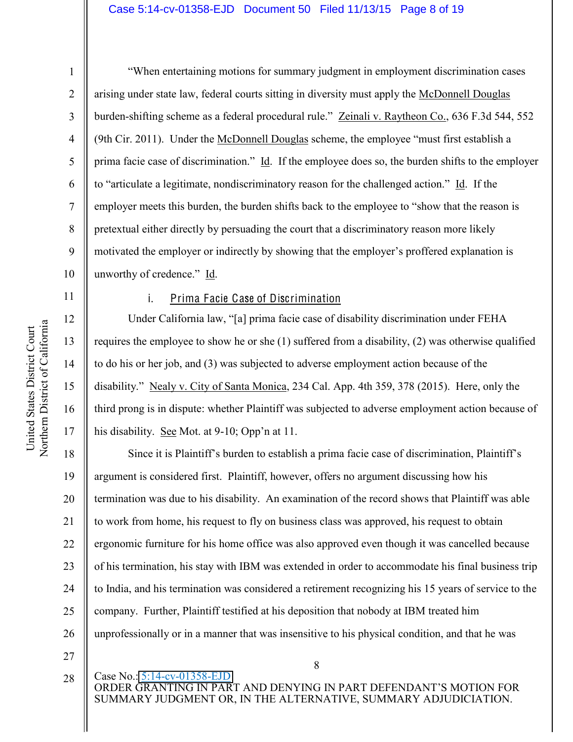"When entertaining motions for summary judgment in employment discrimination cases arising under state law, federal courts sitting in diversity must apply the McDonnell Douglas burden-shifting scheme as a federal procedural rule." Zeinali v. Raytheon Co., 636 F.3d 544, 552 (9th Cir. 2011). Under the McDonnell Douglas scheme, the employee "must first establish a prima facie case of discrimination." Id. If the employee does so, the burden shifts to the employer to "articulate a legitimate, nondiscriminatory reason for the challenged action." Id. If the employer meets this burden, the burden shifts back to the employee to "show that the reason is pretextual either directly by persuading the court that a discriminatory reason more likely motivated the employer or indirectly by showing that the employer's proffered explanation is unworthy of credence." Id.

i. Prima Facie Case of Discrimination

Under California law, "[a] prima facie case of disability discrimination under FEHA requires the employee to show he or she (1) suffered from a disability, (2) was otherwise qualified to do his or her job, and (3) was subjected to adverse employment action because of the disability." Nealy v. City of Santa Monica, 234 Cal. App. 4th 359, 378 (2015). Here, only the third prong is in dispute: whether Plaintiff was subjected to adverse employment action because of his disability. See Mot. at 9-10; Opp'n at 11.

Since it is Plaintiff's burden to establish a prima facie case of discrimination, Plaintiff's argument is considered first. Plaintiff, however, offers no argument discussing how his termination was due to his disability. An examination of the record shows that Plaintiff was able to work from home, his request to fly on business class was approved, his request to obtain ergonomic furniture for his home office was also approved even though it was cancelled because of his termination, his stay with IBM was extended in order to accommodate his final business trip to India, and his termination was considered a retirement recognizing his 15 years of service to the company. Further, Plaintiff testified at his deposition that nobody at IBM treated him unprofessionally or in a manner that was insensitive to his physical condition, and that he was

Case No.: 5:14-cv-01358-EJD
ORDER GRANTING IN PART AND DENYING IN PART DEFENDANT'S MOTION FOR SUMMARY JUDGMENT OR, IN THE ALTERNATIVE, SUMMARY ADJUDICIATION.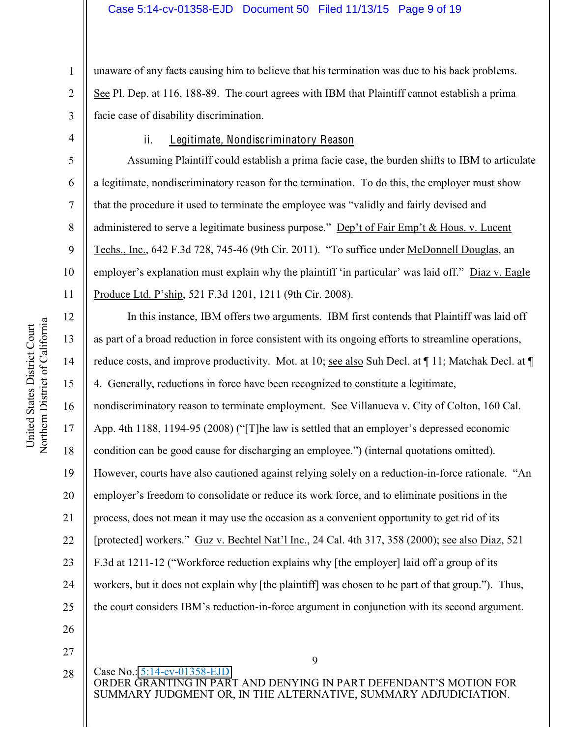unaware of any facts causing him to believe that his termination was due to his back problems. See Pl. Dep. at 116, 188-89. The court agrees with IBM that Plaintiff cannot establish a prima facie case of disability discrimination.

#### ii. Legitimate, Nondiscriminatory Reason

Assuming Plaintiff could establish a prima facie case, the burden shifts to IBM to articulate a legitimate, nondiscriminatory reason for the termination. To do this, the employer must show that the procedure it used to terminate the employee was "validly and fairly devised and administered to serve a legitimate business purpose." Dep't of Fair Emp't & Hous. v. Lucent Techs., Inc., 642 F.3d 728, 745-46 (9th Cir. 2011). "To suffice under McDonnell Douglas, an employer's explanation must explain why the plaintiff 'in particular' was laid off." Diaz v. Eagle Produce Ltd. P'ship, 521 F.3d 1201, 1211 (9th Cir. 2008).

In this instance, IBM offers two arguments. IBM first contends that Plaintiff was laid off as part of a broad reduction in force consistent with its ongoing efforts to streamline operations, reduce costs, and improve productivity. Mot. at 10; see also Suh Decl. at ¶ 11; Matchak Decl. at ¶ 4. Generally, reductions in force have been recognized to constitute a legitimate, nondiscriminatory reason to terminate employment. See Villanueva v. City of Colton, 160 Cal. App. 4th 1188, 1194-95 (2008) ("[T]he law is settled that an employer's depressed economic condition can be good cause for discharging an employee.") (internal quotations omitted). However, courts have also cautioned against relying solely on a reduction-in-force rationale. "An employer's freedom to consolidate or reduce its work force, and to eliminate positions in the process, does not mean it may use the occasion as a convenient opportunity to get rid of its [protected] workers." Guz v. Bechtel Nat'l Inc., 24 Cal. 4th 317, 358 (2000); see also Diaz, 521 F.3d at 1211-12 ("Workforce reduction explains why [the employer] laid off a group of its workers, but it does not explain why [the plaintiff] was chosen to be part of that group."). Thus, the court considers IBM's reduction-in-force argument in conjunction with its second argument.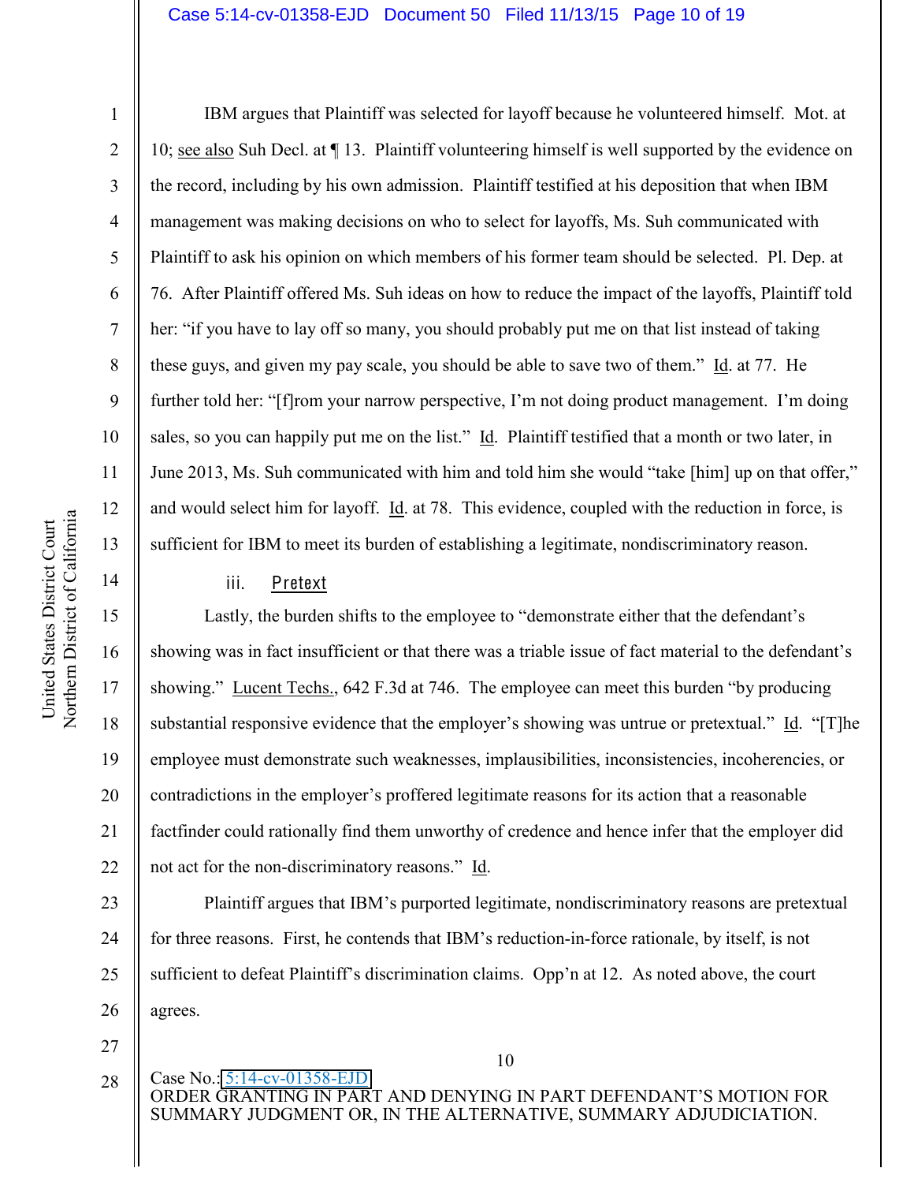IBM argues that Plaintiff was selected for layoff because he volunteered himself. Mot. at 10; see also Suh Decl. at ¶ 13. Plaintiff volunteering himself is well supported by the evidence on the record, including by his own admission. Plaintiff testified at his deposition that when IBM management was making decisions on who to select for layoffs, Ms. Suh communicated with Plaintiff to ask his opinion on which members of his former team should be selected. Pl. Dep. at 76. After Plaintiff offered Ms. Suh ideas on how to reduce the impact of the layoffs, Plaintiff told her: "if you have to lay off so many, you should probably put me on that list instead of taking these guys, and given my pay scale, you should be able to save two of them." Id. at 77. He further told her: "[f]rom your narrow perspective, I'm not doing product management. I'm doing sales, so you can happily put me on the list." Id. Plaintiff testified that a month or two later, in June 2013, Ms. Suh communicated with him and told him she would "take [him] up on that offer," and would select him for layoff. Id. at 78. This evidence, coupled with the reduction in force, is sufficient for IBM to meet its burden of establishing a legitimate, nondiscriminatory reason.

iii. Pretext

Lastly, the burden shifts to the employee to "demonstrate either that the defendant's showing was in fact insufficient or that there was a triable issue of fact material to the defendant's showing." Lucent Techs., 642 F.3d at 746. The employee can meet this burden "by producing substantial responsive evidence that the employer's showing was untrue or pretextual." Id. "[T]he employee must demonstrate such weaknesses, implausibilities, inconsistencies, incoherencies, or contradictions in the employer's proffered legitimate reasons for its action that a reasonable factfinder could rationally find them unworthy of credence and hence infer that the employer did not act for the non-discriminatory reasons." Id.

Plaintiff argues that IBM's purported legitimate, nondiscriminatory reasons are pretextual for three reasons. First, he contends that IBM's reduction-in-force rationale, by itself, is not sufficient to defeat Plaintiff's discrimination claims. Opp'n at 12. As noted above, the court agrees.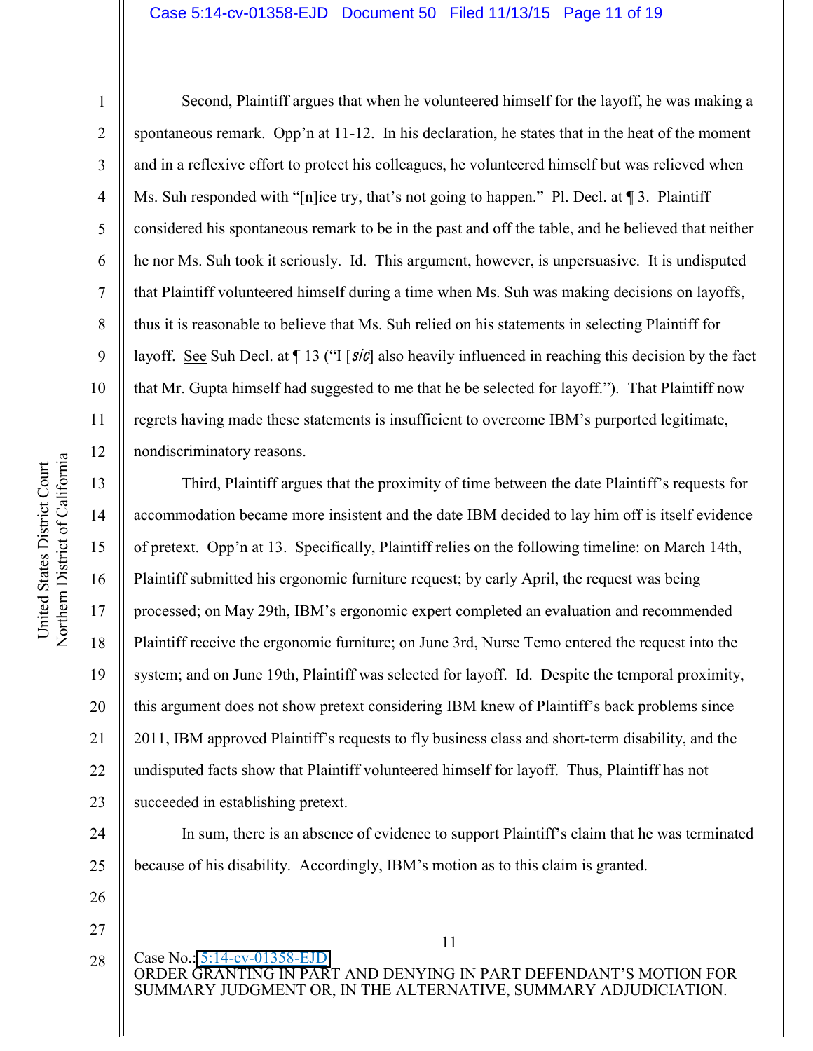Second, Plaintiff argues that when he volunteered himself for the layoff, he was making a spontaneous remark. Opp'n at 11-12. In his declaration, he states that in the heat of the moment and in a reflexive effort to protect his colleagues, he volunteered himself but was relieved when Ms. Suh responded with "[n]ice try, that's not going to happen." Pl. Decl. at ¶ 3. Plaintiff considered his spontaneous remark to be in the past and off the table, and he believed that neither he nor Ms. Suh took it seriously. Id. This argument, however, is unpersuasive. It is undisputed that Plaintiff volunteered himself during a time when Ms. Suh was making decisions on layoffs, thus it is reasonable to believe that Ms. Suh relied on his statements in selecting Plaintiff for layoff. See Suh Decl. at ¶ 13 ("I [*sic*] also heavily influenced in reaching this decision by the fact that Mr. Gupta himself had suggested to me that he be selected for layoff."). That Plaintiff now regrets having made these statements is insufficient to overcome IBM's purported legitimate, nondiscriminatory reasons.

Third, Plaintiff argues that the proximity of time between the date Plaintiff's requests for accommodation became more insistent and the date IBM decided to lay him off is itself evidence of pretext. Opp'n at 13. Specifically, Plaintiff relies on the following timeline: on March 14th, Plaintiff submitted his ergonomic furniture request; by early April, the request was being processed; on May 29th, IBM's ergonomic expert completed an evaluation and recommended Plaintiff receive the ergonomic furniture; on June 3rd, Nurse Temo entered the request into the system; and on June 19th, Plaintiff was selected for layoff. Id. Despite the temporal proximity, this argument does not show pretext considering IBM knew of Plaintiff's back problems since 2011, IBM approved Plaintiff's requests to fly business class and short-term disability, and the undisputed facts show that Plaintiff volunteered himself for layoff. Thus, Plaintiff has not succeeded in establishing pretext.

In sum, there is an absence of evidence to support Plaintiff's claim that he was terminated because of his disability. Accordingly, IBM's motion as to this claim is granted.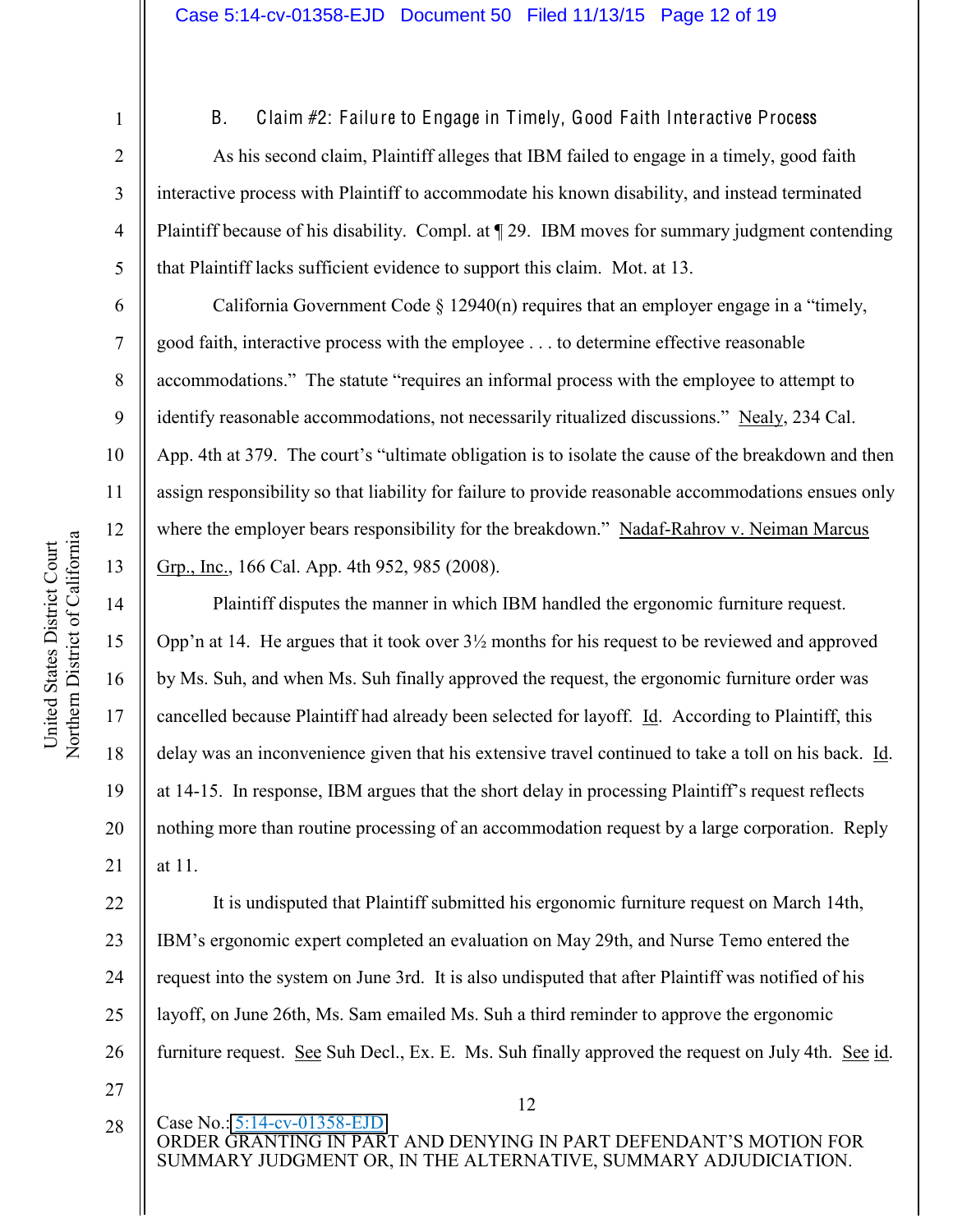### B. Claim #2: Failure to Engage in Timely, Good Faith Interactive Process

As his second claim, Plaintiff alleges that IBM failed to engage in a timely, good faith interactive process with Plaintiff to accommodate his known disability, and instead terminated Plaintiff because of his disability. Compl. at ¶ 29. IBM moves for summary judgment contending that Plaintiff lacks sufficient evidence to support this claim. Mot. at 13.

California Government Code § 12940(n) requires that an employer engage in a "timely, good faith, interactive process with the employee . . . to determine effective reasonable accommodations." The statute "requires an informal process with the employee to attempt to identify reasonable accommodations, not necessarily ritualized discussions." Nealy, 234 Cal. App. 4th at 379. The court's "ultimate obligation is to isolate the cause of the breakdown and then assign responsibility so that liability for failure to provide reasonable accommodations ensues only where the employer bears responsibility for the breakdown." Nadaf-Rahrov v. Neiman Marcus Grp., Inc., 166 Cal. App. 4th 952, 985 (2008).

Plaintiff disputes the manner in which IBM handled the ergonomic furniture request. Opp'n at 14. He argues that it took over 3½ months for his request to be reviewed and approved by Ms. Suh, and when Ms. Suh finally approved the request, the ergonomic furniture order was cancelled because Plaintiff had already been selected for layoff. Id. According to Plaintiff, this delay was an inconvenience given that his extensive travel continued to take a toll on his back. Id. at 14-15. In response, IBM argues that the short delay in processing Plaintiff's request reflects nothing more than routine processing of an accommodation request by a large corporation. Reply at 11.

It is undisputed that Plaintiff submitted his ergonomic furniture request on March 14th, IBM's ergonomic expert completed an evaluation on May 29th, and Nurse Temo entered the request into the system on June 3rd. It is also undisputed that after Plaintiff was notified of his layoff, on June 26th, Ms. Sam emailed Ms. Suh a third reminder to approve the ergonomic furniture request. See Suh Decl., Ex. E. Ms. Suh finally approved the request on July 4th. See id.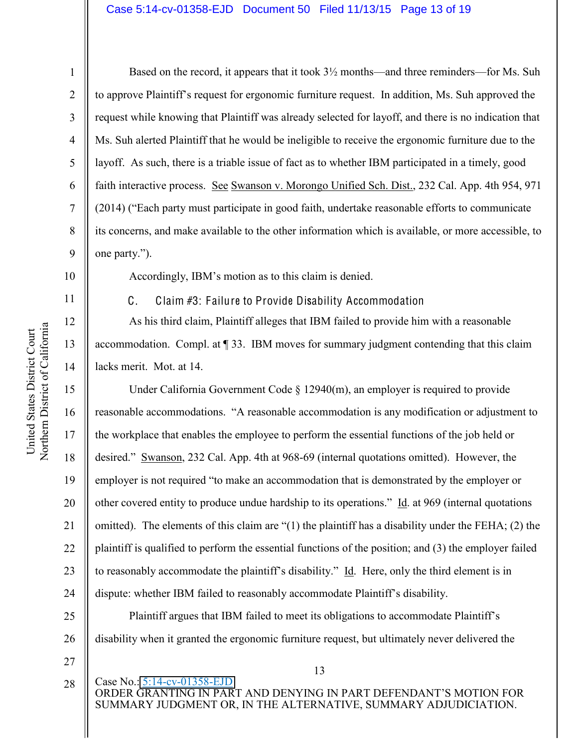Based on the record, it appears that it took 3½ months—and three reminders—for Ms. Suh to approve Plaintiff's request for ergonomic furniture request. In addition, Ms. Suh approved the request while knowing that Plaintiff was already selected for layoff, and there is no indication that Ms. Suh alerted Plaintiff that he would be ineligible to receive the ergonomic furniture due to the layoff. As such, there is a triable issue of fact as to whether IBM participated in a timely, good faith interactive process. See Swanson v. Morongo Unified Sch. Dist., 232 Cal. App. 4th 954, 971 (2014) ("Each party must participate in good faith, undertake reasonable efforts to communicate its concerns, and make available to the other information which is available, or more accessible, to one party.").

Accordingly, IBM's motion as to this claim is denied.

### C. Claim #3: Failure to Provide Disability Accommodation

As his third claim, Plaintiff alleges that IBM failed to provide him with a reasonable accommodation. Compl. at ¶ 33. IBM moves for summary judgment contending that this claim lacks merit. Mot. at 14.

Under California Government Code § 12940(m), an employer is required to provide reasonable accommodations. "A reasonable accommodation is any modification or adjustment to the workplace that enables the employee to perform the essential functions of the job held or desired." Swanson, 232 Cal. App. 4th at 968-69 (internal quotations omitted). However, the employer is not required "to make an accommodation that is demonstrated by the employer or other covered entity to produce undue hardship to its operations." Id. at 969 (internal quotations omitted). The elements of this claim are "(1) the plaintiff has a disability under the FEHA; (2) the plaintiff is qualified to perform the essential functions of the position; and (3) the employer failed to reasonably accommodate the plaintiff's disability." Id. Here, only the third element is in dispute: whether IBM failed to reasonably accommodate Plaintiff's disability.

Plaintiff argues that IBM failed to meet its obligations to accommodate Plaintiff's disability when it granted the ergonomic furniture request, but ultimately never delivered the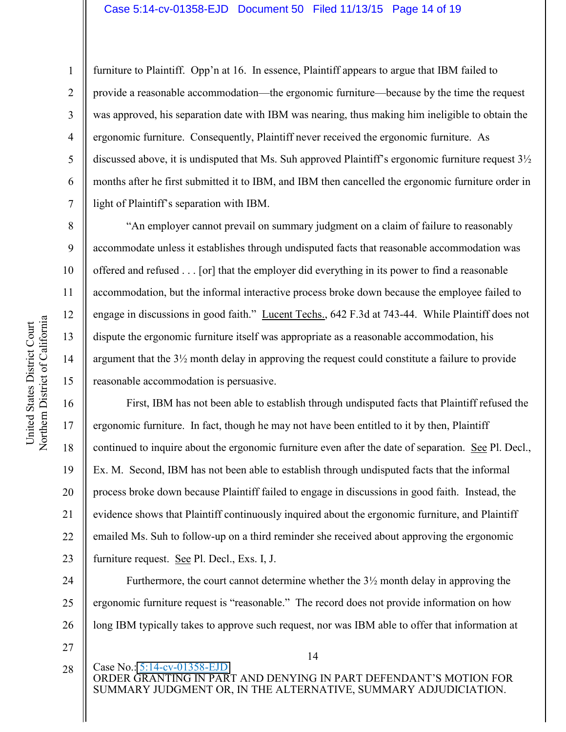furniture to Plaintiff. Opp'n at 16. In essence, Plaintiff appears to argue that IBM failed to provide a reasonable accommodation—the ergonomic furniture—because by the time the request was approved, his separation date with IBM was nearing, thus making him ineligible to obtain the ergonomic furniture. Consequently, Plaintiff never received the ergonomic furniture. As discussed above, it is undisputed that Ms. Suh approved Plaintiff's ergonomic furniture request 3½ months after he first submitted it to IBM, and IBM then cancelled the ergonomic furniture order in light of Plaintiff's separation with IBM.

"An employer cannot prevail on summary judgment on a claim of failure to reasonably accommodate unless it establishes through undisputed facts that reasonable accommodation was offered and refused . . . [or] that the employer did everything in its power to find a reasonable accommodation, but the informal interactive process broke down because the employee failed to engage in discussions in good faith." Lucent Techs., 642 F.3d at 743-44. While Plaintiff does not dispute the ergonomic furniture itself was appropriate as a reasonable accommodation, his argument that the 3½ month delay in approving the request could constitute a failure to provide reasonable accommodation is persuasive.

First, IBM has not been able to establish through undisputed facts that Plaintiff refused the ergonomic furniture. In fact, though he may not have been entitled to it by then, Plaintiff continued to inquire about the ergonomic furniture even after the date of separation. See Pl. Decl., Ex. M. Second, IBM has not been able to establish through undisputed facts that the informal process broke down because Plaintiff failed to engage in discussions in good faith. Instead, the evidence shows that Plaintiff continuously inquired about the ergonomic furniture, and Plaintiff emailed Ms. Suh to follow-up on a third reminder she received about approving the ergonomic furniture request. See Pl. Decl., Exs. I, J.

Furthermore, the court cannot determine whether the 3½ month delay in approving the ergonomic furniture request is "reasonable." The record does not provide information on how long IBM typically takes to approve such request, nor was IBM able to offer that information at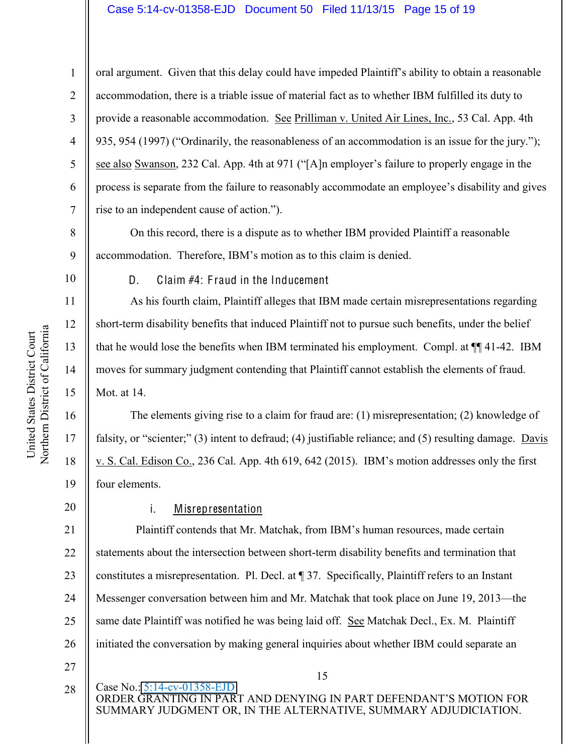oral argument. Given that this delay could have impeded Plaintiff's ability to obtain a reasonable accommodation, there is a triable issue of material fact as to whether IBM fulfilled its duty to provide a reasonable accommodation. See Prilliman v. United Air Lines, Inc., 53 Cal. App. 4th 935, 954 (1997) ("Ordinarily, the reasonableness of an accommodation is an issue for the jury."); see also Swanson, 232 Cal. App. 4th at 971 ("[A]n employer's failure to properly engage in the process is separate from the failure to reasonably accommodate an employee's disability and gives rise to an independent cause of action.").

On this record, there is a dispute as to whether IBM provided Plaintiff a reasonable accommodation. Therefore, IBM's motion as to this claim is denied.

### D. Claim #4: Fraud in the Inducement

As his fourth claim, Plaintiff alleges that IBM made certain misrepresentations regarding short-term disability benefits that induced Plaintiff not to pursue such benefits, under the belief that he would lose the benefits when IBM terminated his employment. Compl. at ¶¶ 41-42. IBM moves for summary judgment contending that Plaintiff cannot establish the elements of fraud. Mot. at 14.

The elements giving rise to a claim for fraud are: (1) misrepresentation; (2) knowledge of falsity, or "scienter;" (3) intent to defraud; (4) justifiable reliance; and (5) resulting damage. Davis v. S. Cal. Edison Co., 236 Cal. App. 4th 619, 642 (2015). IBM's motion addresses only the first four elements.

#### i. Misrepresentation

Plaintiff contends that Mr. Matchak, from IBM's human resources, made certain statements about the intersection between short-term disability benefits and termination that constitutes a misrepresentation. Pl. Decl. at ¶ 37. Specifically, Plaintiff refers to an Instant Messenger conversation between him and Mr. Matchak that took place on June 19, 2013—the same date Plaintiff was notified he was being laid off. See Matchak Decl., Ex. M. Plaintiff initiated the conversation by making general inquiries about whether IBM could separate an

Case No.: 5:14-cv-01358-EJD
ORDER GRANTING IN PART AND DENYING IN PART DEFENDANT'S MOTION FOR SUMMARY JUDGMENT OR, IN THE ALTERNATIVE, SUMMARY ADJUDICIATION.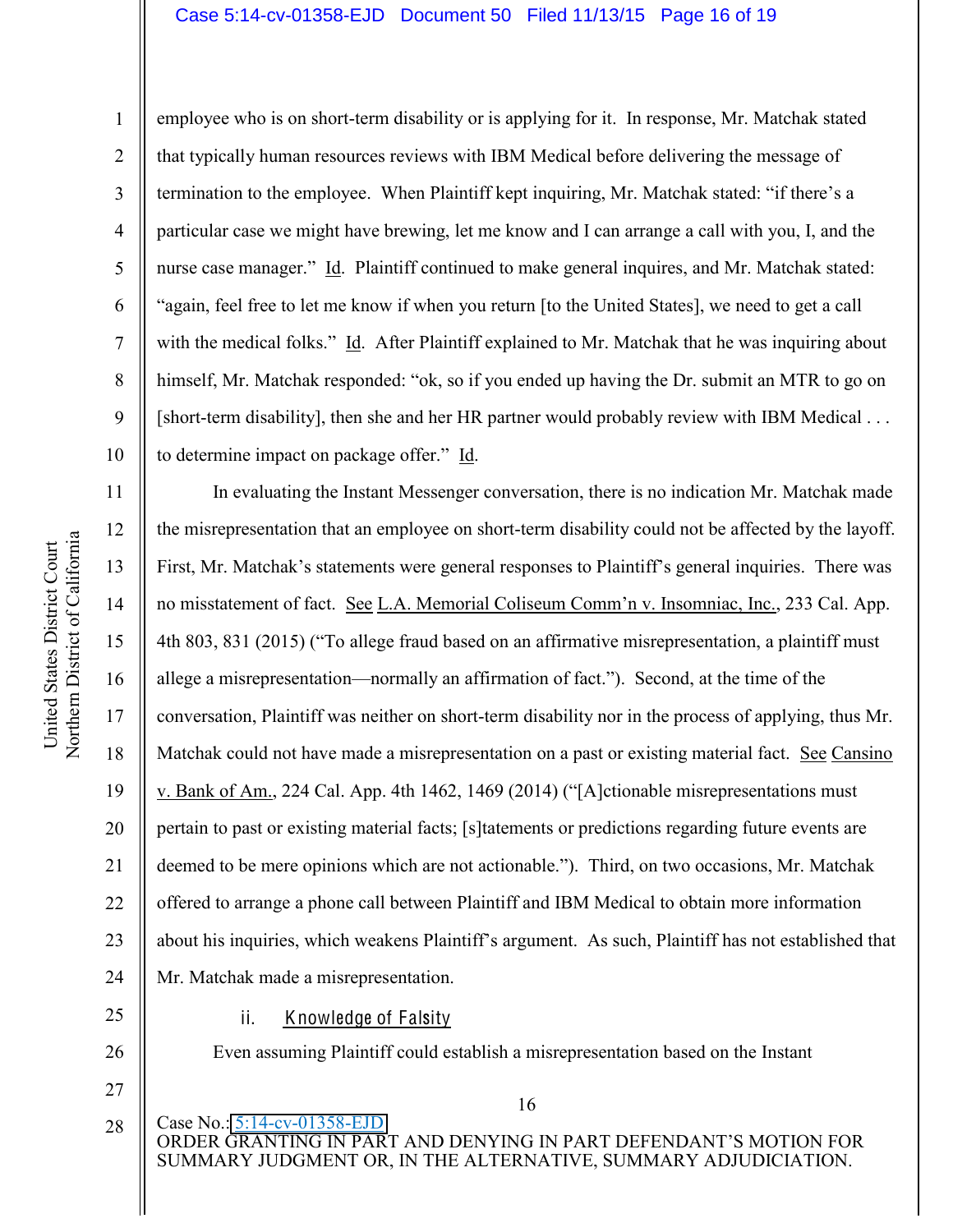employee who is on short-term disability or is applying for it. In response, Mr. Matchak stated that typically human resources reviews with IBM Medical before delivering the message of termination to the employee. When Plaintiff kept inquiring, Mr. Matchak stated: "if there's a particular case we might have brewing, let me know and I can arrange a call with you, I, and the nurse case manager." Id. Plaintiff continued to make general inquires, and Mr. Matchak stated: "again, feel free to let me know if when you return [to the United States], we need to get a call with the medical folks." Id. After Plaintiff explained to Mr. Matchak that he was inquiring about himself, Mr. Matchak responded: "ok, so if you ended up having the Dr. submit an MTR to go on [short-term disability], then she and her HR partner would probably review with IBM Medical . . . to determine impact on package offer." Id.

In evaluating the Instant Messenger conversation, there is no indication Mr. Matchak made the misrepresentation that an employee on short-term disability could not be affected by the layoff. First, Mr. Matchak's statements were general responses to Plaintiff's general inquiries. There was no misstatement of fact. See L.A. Memorial Coliseum Comm'n v. Insomniac, Inc., 233 Cal. App. 4th 803, 831 (2015) ("To allege fraud based on an affirmative misrepresentation, a plaintiff must allege a misrepresentation—normally an affirmation of fact."). Second, at the time of the conversation, Plaintiff was neither on short-term disability nor in the process of applying, thus Mr. Matchak could not have made a misrepresentation on a past or existing material fact. See Cansino v. Bank of Am., 224 Cal. App. 4th 1462, 1469 (2014) ("[A]ctionable misrepresentations must pertain to past or existing material facts; [s]tatements or predictions regarding future events are deemed to be mere opinions which are not actionable."). Third, on two occasions, Mr. Matchak offered to arrange a phone call between Plaintiff and IBM Medical to obtain more information about his inquiries, which weakens Plaintiff's argument. As such, Plaintiff has not established that Mr. Matchak made a misrepresentation.

ii. Knowledge of Falsity

Even assuming Plaintiff could establish a misrepresentation based on the Instant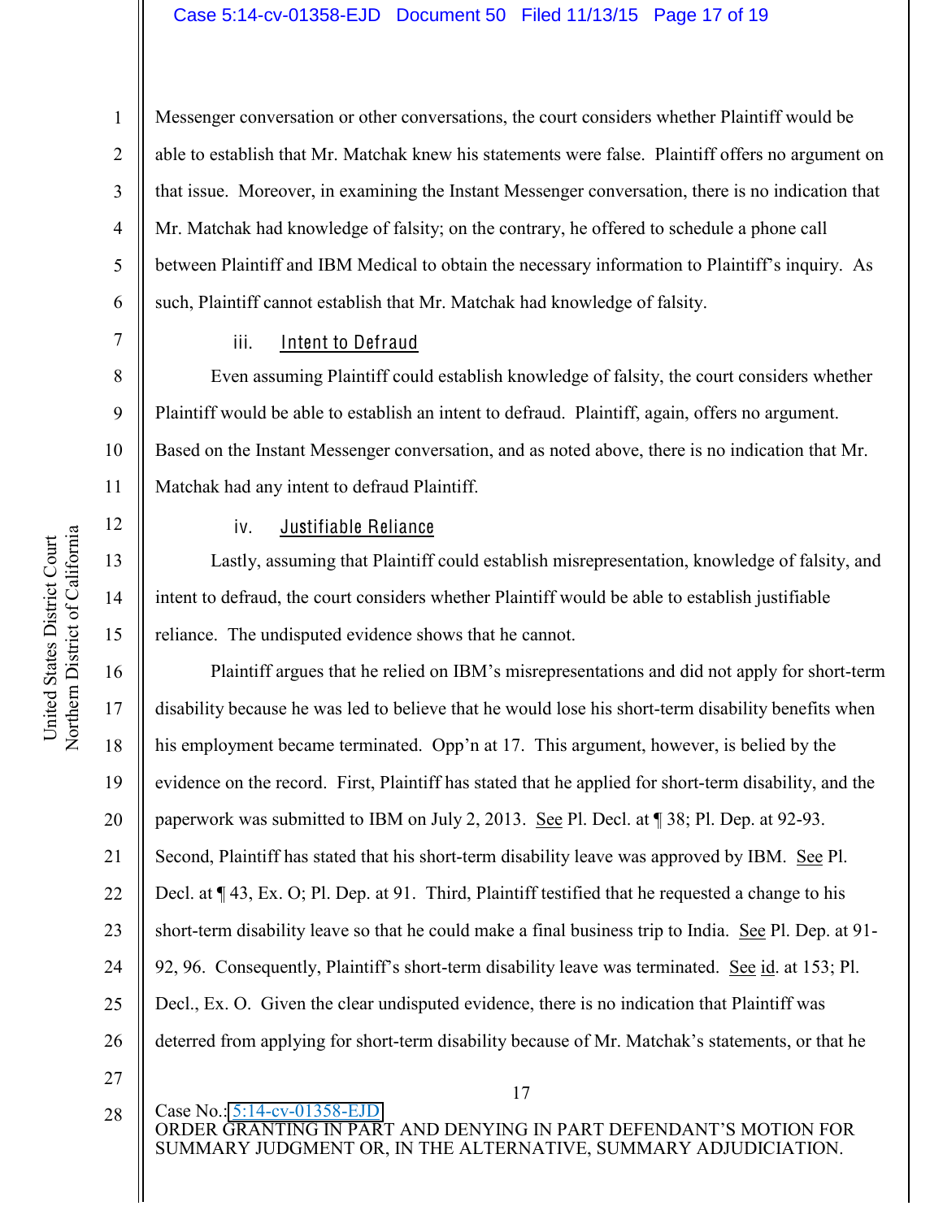Messenger conversation or other conversations, the court considers whether Plaintiff would be able to establish that Mr. Matchak knew his statements were false. Plaintiff offers no argument on that issue. Moreover, in examining the Instant Messenger conversation, there is no indication that Mr. Matchak had knowledge of falsity; on the contrary, he offered to schedule a phone call between Plaintiff and IBM Medical to obtain the necessary information to Plaintiff's inquiry. As such, Plaintiff cannot establish that Mr. Matchak had knowledge of falsity.

iii. Intent to Defraud

Even assuming Plaintiff could establish knowledge of falsity, the court considers whether Plaintiff would be able to establish an intent to defraud. Plaintiff, again, offers no argument. Based on the Instant Messenger conversation, and as noted above, there is no indication that Mr. Matchak had any intent to defraud Plaintiff.

iv. Justifiable Reliance

Lastly, assuming that Plaintiff could establish misrepresentation, knowledge of falsity, and intent to defraud, the court considers whether Plaintiff would be able to establish justifiable reliance. The undisputed evidence shows that he cannot.

Plaintiff argues that he relied on IBM's misrepresentations and did not apply for short-term disability because he was led to believe that he would lose his short-term disability benefits when his employment became terminated. Opp'n at 17. This argument, however, is belied by the evidence on the record. First, Plaintiff has stated that he applied for short-term disability, and the paperwork was submitted to IBM on July 2, 2013. See Pl. Decl. at ¶ 38; Pl. Dep. at 92-93. Second, Plaintiff has stated that his short-term disability leave was approved by IBM. See Pl. Decl. at ¶ 43, Ex. O; Pl. Dep. at 91. Third, Plaintiff testified that he requested a change to his short-term disability leave so that he could make a final business trip to India. See Pl. Dep. at 91-92, 96. Consequently, Plaintiff's short-term disability leave was terminated. See id. at 153; Pl. Decl., Ex. O. Given the clear undisputed evidence, there is no indication that Plaintiff was deterred from applying for short-term disability because of Mr. Matchak's statements, or that he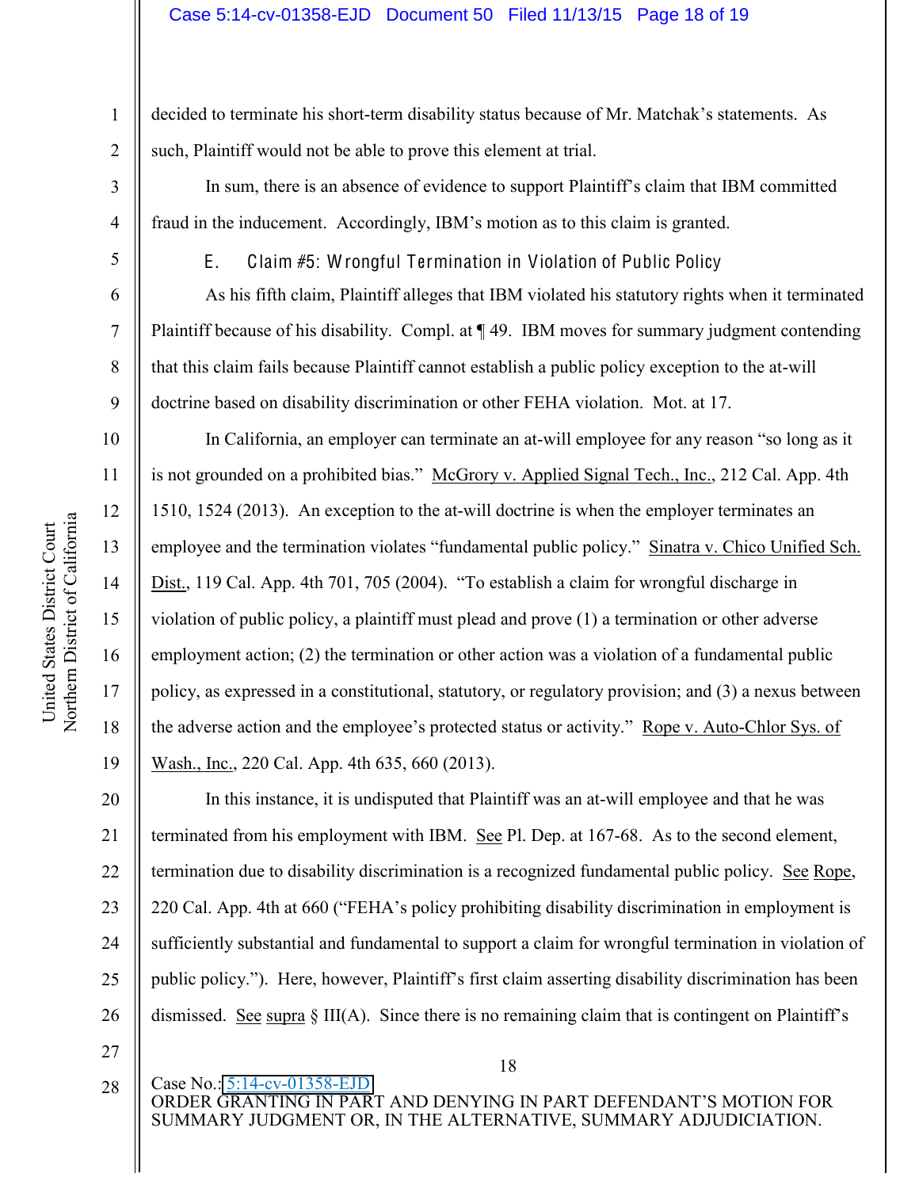decided to terminate his short-term disability status because of Mr. Matchak's statements. As such, Plaintiff would not be able to prove this element at trial.

In sum, there is an absence of evidence to support Plaintiff's claim that IBM committed fraud in the inducement. Accordingly, IBM's motion as to this claim is granted.

### E. Claim #5: Wrongful Termination in Violation of Public Policy

As his fifth claim, Plaintiff alleges that IBM violated his statutory rights when it terminated Plaintiff because of his disability. Compl. at ¶ 49. IBM moves for summary judgment contending that this claim fails because Plaintiff cannot establish a public policy exception to the at-will doctrine based on disability discrimination or other FEHA violation. Mot. at 17.

In California, an employer can terminate an at-will employee for any reason "so long as it is not grounded on a prohibited bias." McGrory v. Applied Signal Tech., Inc., 212 Cal. App. 4th 1510, 1524 (2013). An exception to the at-will doctrine is when the employer terminates an employee and the termination violates "fundamental public policy." Sinatra v. Chico Unified Sch. Dist., 119 Cal. App. 4th 701, 705 (2004). "To establish a claim for wrongful discharge in violation of public policy, a plaintiff must plead and prove (1) a termination or other adverse employment action; (2) the termination or other action was a violation of a fundamental public policy, as expressed in a constitutional, statutory, or regulatory provision; and (3) a nexus between the adverse action and the employee's protected status or activity." Rope v. Auto-Chlor Sys. of Wash., Inc., 220 Cal. App. 4th 635, 660 (2013).

In this instance, it is undisputed that Plaintiff was an at-will employee and that he was terminated from his employment with IBM. See Pl. Dep. at 167-68. As to the second element, termination due to disability discrimination is a recognized fundamental public policy. See Rope, 220 Cal. App. 4th at 660 ("FEHA's policy prohibiting disability discrimination in employment is sufficiently substantial and fundamental to support a claim for wrongful termination in violation of public policy."). Here, however, Plaintiff's first claim asserting disability discrimination has been dismissed. See supra § III(A). Since there is no remaining claim that is contingent on Plaintiff's

Case No.: 5:14-cv-01358-EJD
ORDER GRANTING IN PART AND DENYING IN PART DEFENDANT'S MOTION FOR SUMMARY JUDGMENT OR, IN THE ALTERNATIVE, SUMMARY ADJUDICIATION.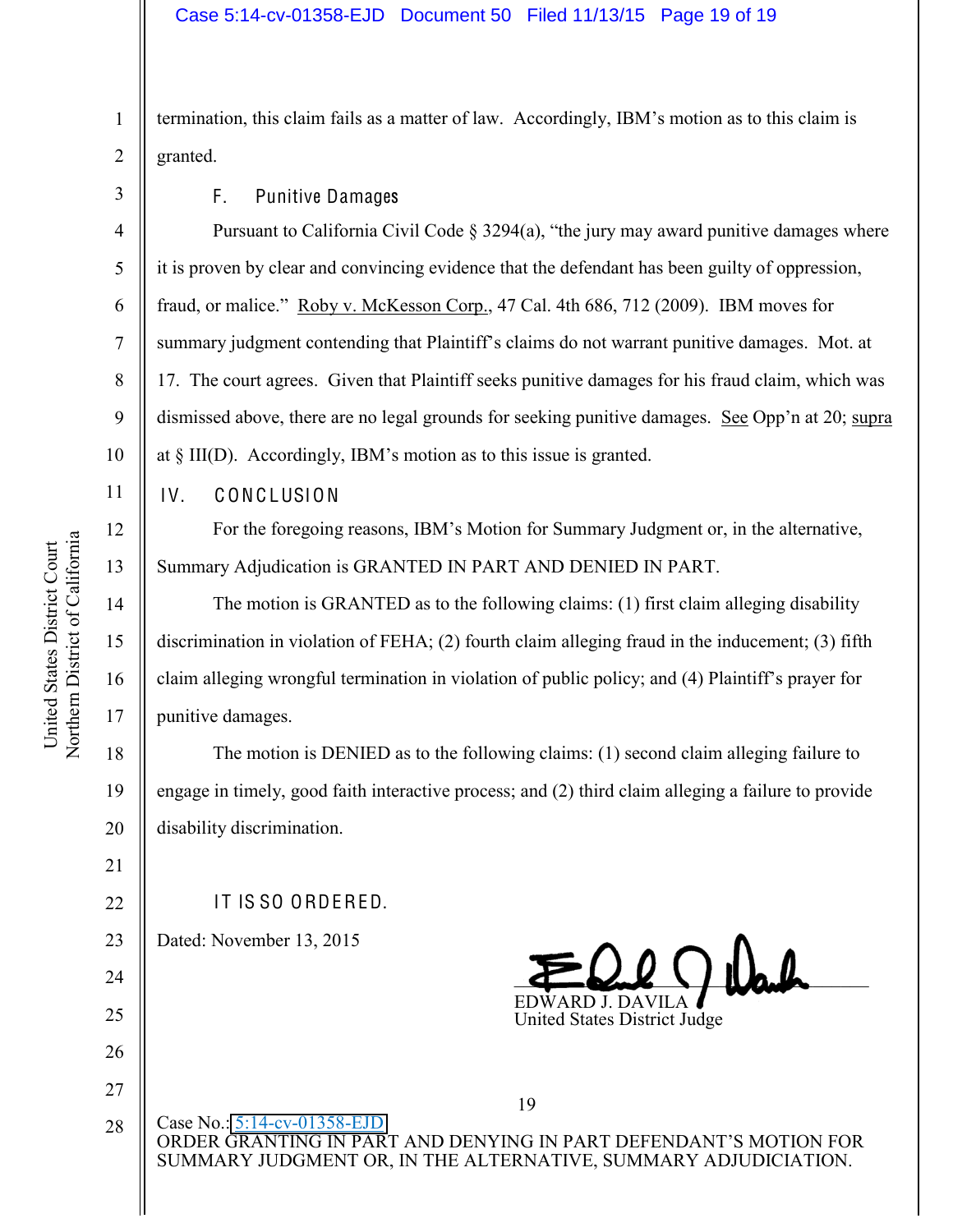termination, this claim fails as a matter of law. Accordingly, IBM's motion as to this claim is granted.

### F. Punitive Damages

Pursuant to California Civil Code § 3294(a), "the jury may award punitive damages where it is proven by clear and convincing evidence that the defendant has been guilty of oppression, fraud, or malice." Roby v. McKesson Corp., 47 Cal. 4th 686, 712 (2009). IBM moves for summary judgment contending that Plaintiff's claims do not warrant punitive damages. Mot. at 17. The court agrees. Given that Plaintiff seeks punitive damages for his fraud claim, which was dismissed above, there are no legal grounds for seeking punitive damages. See Opp'n at 20; supra at § III(D). Accordingly, IBM's motion as to this issue is granted.

## IV. CONCLUSION

For the foregoing reasons, IBM's Motion for Summary Judgment or, in the alternative, Summary Adjudication is GRANTED IN PART AND DENIED IN PART.

The motion is GRANTED as to the following claims: (1) first claim alleging disability discrimination in violation of FEHA; (2) fourth claim alleging fraud in the inducement; (3) fifth claim alleging wrongful termination in violation of public policy; and (4) Plaintiff's prayer for punitive damages.

The motion is DENIED as to the following claims: (1) second claim alleging failure to engage in timely, good faith interactive process; and (2) third claim alleging a failure to provide disability discrimination.

IT IS SO ORDERED.

Dated: November 13, 2015

EDWARD J. DAVILA
United States District Judge

Case No.: 5:14-cv-01358-EJD
ORDER GRANTING IN PART AND DENYING IN PART DEFENDANT'S MOTION FOR SUMMARY JUDGMENT OR, IN THE ALTERNATIVE, SUMMARY ADJUDICIATION.